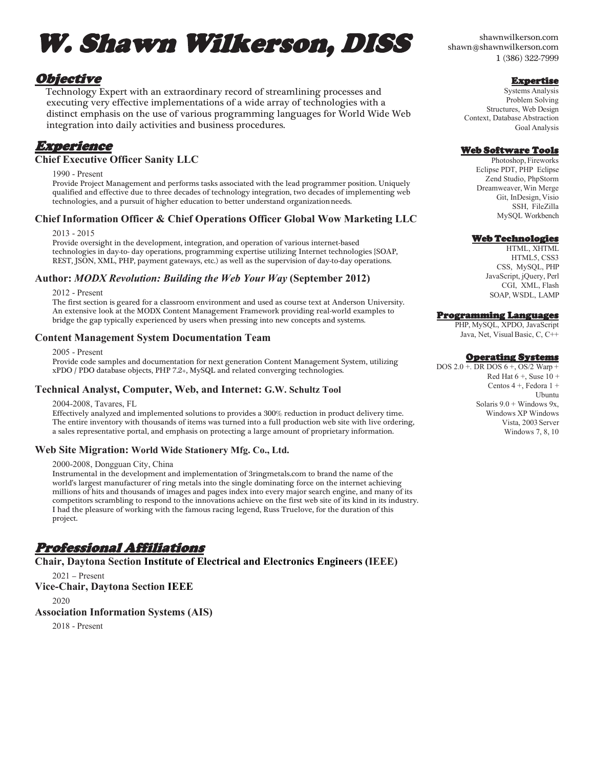# W. Shawn Wilkerson, DISS

shawnwilkerson.com
shawn@shawnwilkerson.com
1 (386) 322-7999

## Objective

Technology Expert with an extraordinary record of streamlining processes and executing very effective implementations of a wide array of technologies with a distinct emphasis on the use of various programming languages for World Wide Web integration into daily activities and business procedures.

## Experience

### Chief Executive Officer Sanity LLC

1990 - Present

Provide Project Management and performs tasks associated with the lead programmer position. Uniquely qualified and effective due to three decades of technology integration, two decades of implementing web technologies, and a pursuit of higher education to better understand organization needs.

### Chief Information Officer & Chief Operations Officer Global Wow Marketing LLC

2013 - 2015

Provide oversight in the development, integration, and operation of various internet-based technologies in day-to- day operations, programming expertise utilizing Internet technologies {SOAP, REST, JSON, XML, PHP, payment gateways, etc.) as well as the supervision of day-to-day operations.

### Author: *MODX Revolution: Building the Web Your Way* (September 2012)

2012 - Present

The first section is geared for a classroom environment and used as course text at Anderson University. An extensive look at the MODX Content Management Framework providing real-world examples to bridge the gap typically experienced by users when pressing into new concepts and systems.

### Content Management System Documentation Team

2005 - Present

Provide code samples and documentation for next generation Content Management System, utilizing xPDO / PDO database objects, PHP 7.2+, MySQL and related converging technologies.

### Technical Analyst, Computer, Web, and Internet: G.W. Schultz Tool

2004-2008, Tavares, FL

Effectively analyzed and implemented solutions to provides a 300% reduction in product delivery time. The entire inventory with thousands of items was turned into a full production web site with live ordering, a sales representative portal, and emphasis on protecting a large amount of proprietary information.

### Web Site Migration: World Wide Stationery Mfg. Co., Ltd.

2000-2008, Dongguan City, China

Instrumental in the development and implementation of 3ringmetals.com to brand the name of the world's largest manufacturer of ring metals into the single dominating force on the internet achieving millions of hits and thousands of images and pages index into every major search engine, and many of its competitors scrambling to respond to the innovations achieve on the first web site of its kind in its industry. I had the pleasure of working with the famous racing legend, Russ Truelove, for the duration of this project.

## Professional Affiliations

### Chair, Daytona Section Institute of Electrical and Electronics Engineers (IEEE)

2021 – Present

### Vice-Chair, Daytona Section IEEE

2020

### Association Information Systems (AIS)

2018 - Present

## Expertise

Systems Analysis
Problem Solving
Structures, Web Design
Context, Database Abstraction
Goal Analysis

## Web Software Tools

Photoshop, Fireworks
Eclipse PDT, PHP Eclipse
Zend Studio, PhpStorm
Dreamweaver, Win Merge
Git, InDesign, Visio
SSH, FileZilla
MySQL Workbench

## Web Technologies

HTML, XHTML
HTML5, CSS3
CSS, MySQL, PHP
JavaScript, jQuery, Perl
CGI, XML, Flash
SOAP, WSDL, LAMP

## Programming Languages

PHP, MySQL, XPDO, JavaScript
Java, Net, Visual Basic, C, C++

## Operating Systems

DOS 2.0 +. DR DOS 6 +, OS/2 Warp +
Red Hat 6 +, Suse 10 +
Centos 4 +, Fedora 1 +
Ubuntu
Solaris 9.0 + Windows 9x,
Windows XP Windows
Vista, 2003 Server
Windows 7, 8, 10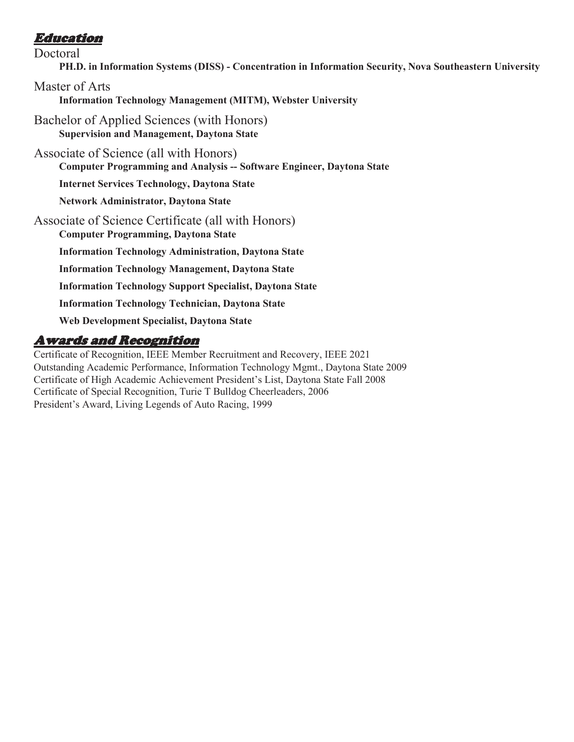## ***Education***

Doctoral

**PH.D. in Information Systems (DISS) - Concentration in Information Security, Nova Southeastern University**

Master of Arts

**Information Technology Management (MITM), Webster University**

Bachelor of Applied Sciences (with Honors)

**Supervision and Management, Daytona State**

Associate of Science (all with Honors)

**Computer Programming and Analysis -- Software Engineer, Daytona State**

**Internet Services Technology, Daytona State**

**Network Administrator, Daytona State**

Associate of Science Certificate (all with Honors)

**Computer Programming, Daytona State**

**Information Technology Administration, Daytona State**

**Information Technology Management, Daytona State**

**Information Technology Support Specialist, Daytona State**

**Information Technology Technician, Daytona State**

**Web Development Specialist, Daytona State**

## ***Awards and Recognition***

Certificate of Recognition, IEEE Member Recruitment and Recovery, IEEE 2021
Outstanding Academic Performance, Information Technology Mgmt., Daytona State 2009
Certificate of High Academic Achievement President's List, Daytona State Fall 2008
Certificate of Special Recognition, Turie T Bulldog Cheerleaders, 2006
President's Award, Living Legends of Auto Racing, 1999